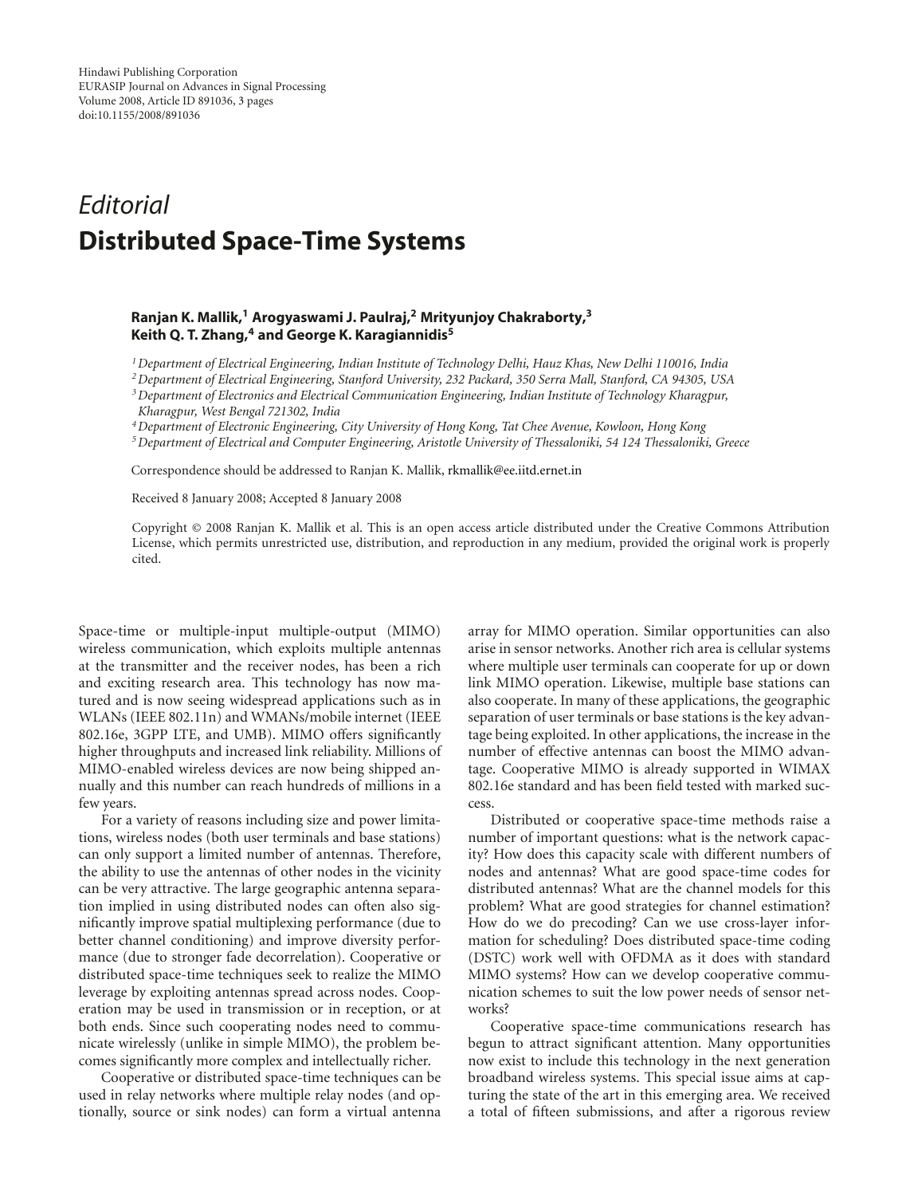*Editorial*

# Distributed Space-Time Systems

**Ranjan K. Mallik,[1] Arogyaswami J. Paulraj,[2] Mrityunjoy Chakraborty,[3] Keith Q. T. Zhang,[4] and George K. Karagiannidis[5]**

[1] *Department of Electrical Engineering, Indian Institute of Technology Delhi, Hauz Khas, New Delhi 110016, India*
[2] *Department of Electrical Engineering, Stanford University, 232 Packard, 350 Serra Mall, Stanford, CA 94305, USA*
[3] *Department of Electronics and Electrical Communication Engineering, Indian Institute of Technology Kharagpur, Kharagpur, West Bengal 721302, India*
[4] *Department of Electronic Engineering, City University of Hong Kong, Tat Chee Avenue, Kowloon, Hong Kong*
[5] *Department of Electrical and Computer Engineering, Aristotle University of Thessaloniki, 54 124 Thessaloniki, Greece*

Correspondence should be addressed to Ranjan K. Mallik, rkmallik@ee.iitd.ernet.in

Received 8 January 2008; Accepted 8 January 2008

Copyright © 2008 Ranjan K. Mallik et al. This is an open access article distributed under the Creative Commons Attribution License, which permits unrestricted use, distribution, and reproduction in any medium, provided the original work is properly cited.

Space-time or multiple-input multiple-output (MIMO) wireless communication, which exploits multiple antennas at the transmitter and the receiver nodes, has been a rich and exciting research area. This technology has now matured and is now seeing widespread applications such as in WLANs (IEEE 802.11n) and WMANs/mobile internet (IEEE 802.16e, 3GPP LTE, and UMB). MIMO offers significantly higher throughputs and increased link reliability. Millions of MIMO-enabled wireless devices are now being shipped annually and this number can reach hundreds of millions in a few years.

For a variety of reasons including size and power limitations, wireless nodes (both user terminals and base stations) can only support a limited number of antennas. Therefore, the ability to use the antennas of other nodes in the vicinity can be very attractive. The large geographic antenna separation implied in using distributed nodes can often also significantly improve spatial multiplexing performance (due to better channel conditioning) and improve diversity performance (due to stronger fade decorrelation). Cooperative or distributed space-time techniques seek to realize the MIMO leverage by exploiting antennas spread across nodes. Cooperation may be used in transmission or in reception, or at both ends. Since such cooperating nodes need to communicate wirelessly (unlike in simple MIMO), the problem becomes significantly more complex and intellectually richer.

Cooperative or distributed space-time techniques can be used in relay networks where multiple relay nodes (and optionally, source or sink nodes) can form a virtual antenna array for MIMO operation. Similar opportunities can also arise in sensor networks. Another rich area is cellular systems where multiple user terminals can cooperate for up or down link MIMO operation. Likewise, multiple base stations can also cooperate. In many of these applications, the geographic separation of user terminals or base stations is the key advantage being exploited. In other applications, the increase in the number of effective antennas can boost the MIMO advantage. Cooperative MIMO is already supported in WIMAX 802.16e standard and has been field tested with marked success.

Distributed or cooperative space-time methods raise a number of important questions: what is the network capacity? How does this capacity scale with different numbers of nodes and antennas? What are good space-time codes for distributed antennas? What are the channel models for this problem? What are good strategies for channel estimation? How do we do precoding? Can we use cross-layer information for scheduling? Does distributed space-time coding (DSTC) work well with OFDMA as it does with standard MIMO systems? How can we develop cooperative communication schemes to suit the low power needs of sensor networks?

Cooperative space-time communications research has begun to attract significant attention. Many opportunities now exist to include this technology in the next generation broadband wireless systems. This special issue aims at capturing the state of the art in this emerging area. We received a total of fifteen submissions, and after a rigorous review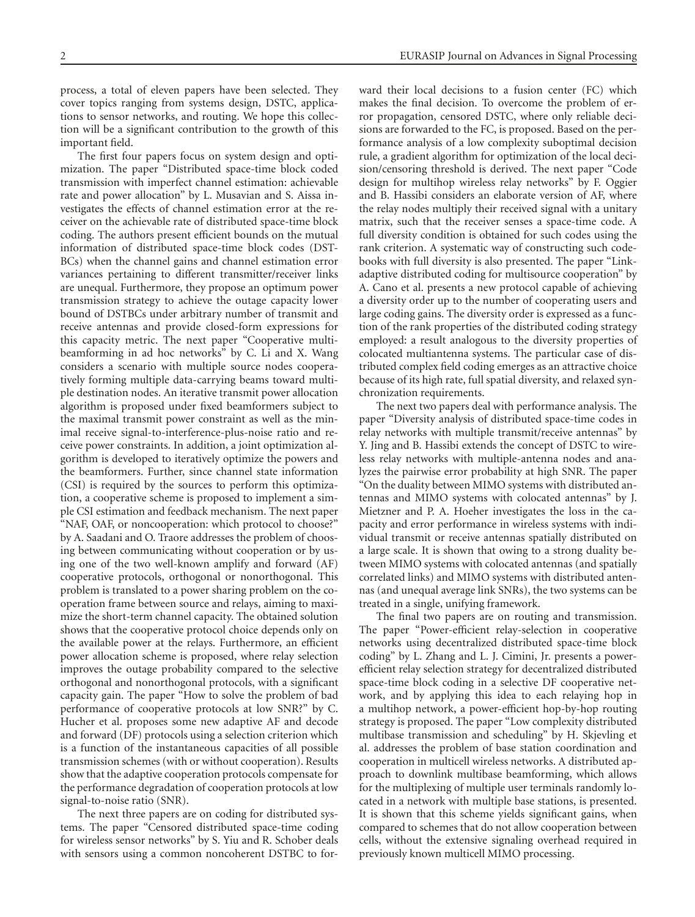process, a total of eleven papers have been selected. They cover topics ranging from systems design, DSTC, applications to sensor networks, and routing. We hope this collection will be a significant contribution to the growth of this important field.

The first four papers focus on system design and optimization. The paper "Distributed space-time block coded transmission with imperfect channel estimation: achievable rate and power allocation" by L. Musavian and S. Aissa investigates the effects of channel estimation error at the receiver on the achievable rate of distributed space-time block coding. The authors present efficient bounds on the mutual information of distributed space-time block codes (DSTBCs) when the channel gains and channel estimation error variances pertaining to different transmitter/receiver links are unequal. Furthermore, they propose an optimum power transmission strategy to achieve the outage capacity lower bound of DSTBCs under arbitrary number of transmit and receive antennas and provide closed-form expressions for this capacity metric. The next paper "Cooperative multibeamforming in ad hoc networks" by C. Li and X. Wang considers a scenario with multiple source nodes cooperatively forming multiple data-carrying beams toward multiple destination nodes. An iterative transmit power allocation algorithm is proposed under fixed beamformers subject to the maximal transmit power constraint as well as the minimal receive signal-to-interference-plus-noise ratio and receive power constraints. In addition, a joint optimization algorithm is developed to iteratively optimize the powers and the beamformers. Further, since channel state information (CSI) is required by the sources to perform this optimization, a cooperative scheme is proposed to implement a simple CSI estimation and feedback mechanism. The next paper "NAF, OAF, or noncooperation: which protocol to choose?" by A. Saadani and O. Traore addresses the problem of choosing between communicating without cooperation or by using one of the two well-known amplify and forward (AF) cooperative protocols, orthogonal or nonorthogonal. This problem is translated to a power sharing problem on the cooperation frame between source and relays, aiming to maximize the short-term channel capacity. The obtained solution shows that the cooperative protocol choice depends only on the available power at the relays. Furthermore, an efficient power allocation scheme is proposed, where relay selection improves the outage probability compared to the selective orthogonal and nonorthogonal protocols, with a significant capacity gain. The paper "How to solve the problem of bad performance of cooperative protocols at low SNR?" by C. Hucher et al. proposes some new adaptive AF and decode and forward (DF) protocols using a selection criterion which is a function of the instantaneous capacities of all possible transmission schemes (with or without cooperation). Results show that the adaptive cooperation protocols compensate for the performance degradation of cooperation protocols at low signal-to-noise ratio (SNR).

The next three papers are on coding for distributed systems. The paper "Censored distributed space-time coding for wireless sensor networks" by S. Yiu and R. Schober deals with sensors using a common noncoherent DSTBC to forward their local decisions to a fusion center (FC) which makes the final decision. To overcome the problem of error propagation, censored DSTC, where only reliable decisions are forwarded to the FC, is proposed. Based on the performance analysis of a low complexity suboptimal decision rule, a gradient algorithm for optimization of the local decision/censoring threshold is derived. The next paper "Code design for multihop wireless relay networks" by F. Oggier and B. Hassibi considers an elaborate version of AF, where the relay nodes multiply their received signal with a unitary matrix, such that the receiver senses a space-time code. A full diversity condition is obtained for such codes using the rank criterion. A systematic way of constructing such codebooks with full diversity is also presented. The paper "Link-adaptive distributed coding for multisource cooperation" by A. Cano et al. presents a new protocol capable of achieving a diversity order up to the number of cooperating users and large coding gains. The diversity order is expressed as a function of the rank properties of the distributed coding strategy employed: a result analogous to the diversity properties of colocated multiantenna systems. The particular case of distributed complex field coding emerges as an attractive choice because of its high rate, full spatial diversity, and relaxed synchronization requirements.

The next two papers deal with performance analysis. The paper "Diversity analysis of distributed space-time codes in relay networks with multiple transmit/receive antennas" by Y. Jing and B. Hassibi extends the concept of DSTC to wireless relay networks with multiple-antenna nodes and analyzes the pairwise error probability at high SNR. The paper "On the duality between MIMO systems with distributed antennas and MIMO systems with colocated antennas" by J. Mietzner and P. A. Hoeher investigates the loss in the capacity and error performance in wireless systems with individual transmit or receive antennas spatially distributed on a large scale. It is shown that owing to a strong duality between MIMO systems with colocated antennas (and spatially correlated links) and MIMO systems with distributed antennas (and unequal average link SNRs), the two systems can be treated in a single, unifying framework.

The final two papers are on routing and transmission. The paper "Power-efficient relay-selection in cooperative networks using decentralized distributed space-time block coding" by L. Zhang and L. J. Cimini, Jr. presents a power-efficient relay selection strategy for decentralized distributed space-time block coding in a selective DF cooperative network, and by applying this idea to each relaying hop in a multihop network, a power-efficient hop-by-hop routing strategy is proposed. The paper "Low complexity distributed multibase transmission and scheduling" by H. Skjevling et al. addresses the problem of base station coordination and cooperation in multicell wireless networks. A distributed approach to downlink multibase beamforming, which allows for the multiplexing of multiple user terminals randomly located in a network with multiple base stations, is presented. It is shown that this scheme yields significant gains, when compared to schemes that do not allow cooperation between cells, without the extensive signaling overhead required in previously known multicell MIMO processing.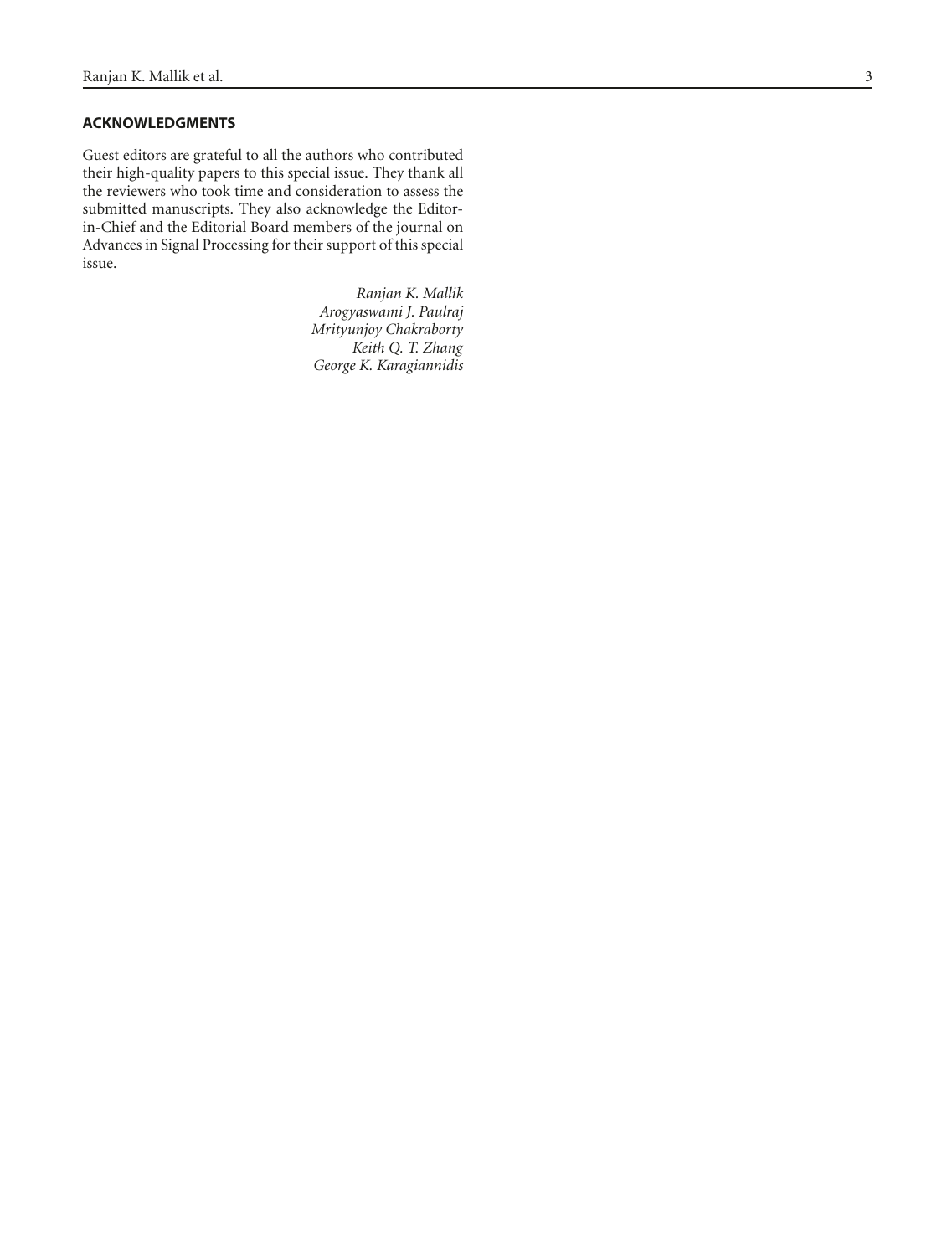## ACKNOWLEDGMENTS

Guest editors are grateful to all the authors who contributed their high-quality papers to this special issue. They thank all the reviewers who took time and consideration to assess the submitted manuscripts. They also acknowledge the Editor-in-Chief and the Editorial Board members of the journal on Advances in Signal Processing for their support of this special issue.

*Ranjan K. Mallik*
*Arogyaswami J. Paulraj*
*Mrityunjoy Chakraborty*
*Keith Q. T. Zhang*
*George K. Karagiannidis*